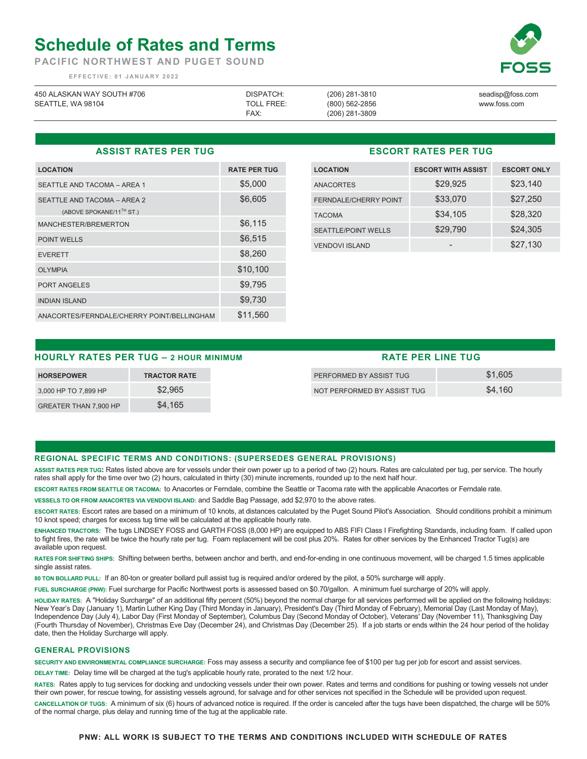# Schedule of Rates and Terms

**PACIFIC NORTHWEST AND PUGET SOUND**

**EFFECTIVE: 01 JANUARY 2022**

450 ALASKAN WAY SOUTH #706
SEATTLE, WA 98104

DISPATCH: (206) 281-3810
TOLL FREE: (800) 562-2856
FAX: (206) 281-3809

seadisp@foss.com
www.foss.com

## ASSIST RATES PER TUG

| LOCATION | RATE PER TUG |
|---|---|
| SEATTLE AND TACOMA – AREA 1 | $5,000 |
| SEATTLE AND TACOMA – AREA 2 (ABOVE SPOKANE/11TH ST.) | $6,605 |
| MANCHESTER/BREMERTON | $6,115 |
| POINT WELLS | $6,515 |
| EVERETT | $8,260 |
| OLYMPIA | $10,100 |
| PORT ANGELES | $9,795 |
| INDIAN ISLAND | $9,730 |
| ANACORTES/FERNDALE/CHERRY POINT/BELLINGHAM | $11,560 |

## ESCORT RATES PER TUG

| LOCATION | ESCORT WITH ASSIST | ESCORT ONLY |
|---|---|---|
| ANACORTES | $29,925 | $23,140 |
| FERNDALE/CHERRY POINT | $33,070 | $27,250 |
| TACOMA | $34,105 | $28,320 |
| SEATTLE/POINT WELLS | $29,790 | $24,305 |
| VENDOVI ISLAND | - | $27,130 |

## HOURLY RATES PER TUG – 2 HOUR MINIMUM

| HORSEPOWER | TRACTOR RATE |
|---|---|
| 3,000 HP TO 7,899 HP | $2,965 |
| GREATER THAN 7,900 HP | $4,165 |

## RATE PER LINE TUG

| | |
|---|---|
| PERFORMED BY ASSIST TUG | $1,605 |
| NOT PERFORMED BY ASSIST TUG | $4,160 |

## REGIONAL SPECIFIC TERMS AND CONDITIONS: (SUPERSEDES GENERAL PROVISIONS)

**ASSIST RATES PER TUG:** Rates listed above are for vessels under their own power up to a period of two (2) hours. Rates are calculated per tug, per service. The hourly rates shall apply for the time over two (2) hours, calculated in thirty (30) minute increments, rounded up to the next half hour.

**ESCORT RATES FROM SEATTLE OR TACOMA:** to Anacortes or Ferndale, combine the Seattle or Tacoma rate with the applicable Anacortes or Ferndale rate.

**VESSELS TO OR FROM ANACORTES VIA VENDOVI ISLAND:** and Saddle Bag Passage, add $2,970 to the above rates.

**ESCORT RATES:** Escort rates are based on a minimum of 10 knots, at distances calculated by the Puget Sound Pilot's Association. Should conditions prohibit a minimum 10 knot speed; charges for excess tug time will be calculated at the applicable hourly rate.

**ENHANCED TRACTORS:** The tugs LINDSEY FOSS and GARTH FOSS (8,000 HP) are equipped to ABS FIFI Class I Firefighting Standards, including foam. If called upon to fight fires, the rate will be twice the hourly rate per tug. Foam replacement will be cost plus 20%. Rates for other services by the Enhanced Tractor Tug(s) are available upon request.

**RATES FOR SHIFTING SHIPS:** Shifting between berths, between anchor and berth, and end-for-ending in one continuous movement, will be charged 1.5 times applicable single assist rates.

**80 TON BOLLARD PULL:** If an 80-ton or greater bollard pull assist tug is required and/or ordered by the pilot, a 50% surcharge will apply.

**FUEL SURCHARGE (PNW):** Fuel surcharge for Pacific Northwest ports is assessed based on $0.70/gallon. A minimum fuel surcharge of 20% will apply.

**HOLIDAY RATES:** A "Holiday Surcharge" of an additional fifty percent (50%) beyond the normal charge for all services performed will be applied on the following holidays: New Year's Day (January 1), Martin Luther King Day (Third Monday in January), President's Day (Third Monday of February), Memorial Day (Last Monday of May), Independence Day (July 4), Labor Day (First Monday of September), Columbus Day (Second Monday of October), Veterans' Day (November 11), Thanksgiving Day (Fourth Thursday of November), Christmas Eve Day (December 24), and Christmas Day (December 25). If a job starts or ends within the 24 hour period of the holiday date, then the Holiday Surcharge will apply.

## GENERAL PROVISIONS

**SECURITY AND ENVIRONMENTAL COMPLIANCE SURCHARGE:** Foss may assess a security and compliance fee of $100 per tug per job for escort and assist services.

**DELAY TIME:** Delay time will be charged at the tug's applicable hourly rate, prorated to the next 1/2 hour.

**RATES:** Rates apply to tug services for docking and undocking vessels under their own power. Rates and terms and conditions for pushing or towing vessels not under their own power, for rescue towing, for assisting vessels aground, for salvage and for other services not specified in the Schedule will be provided upon request.

**CANCELLATION OF TUGS:** A minimum of six (6) hours of advanced notice is required. If the order is canceled after the tugs have been dispatched, the charge will be 50% of the normal charge, plus delay and running time of the tug at the applicable rate.

**PNW: ALL WORK IS SUBJECT TO THE TERMS AND CONDITIONS INCLUDED WITH SCHEDULE OF RATES**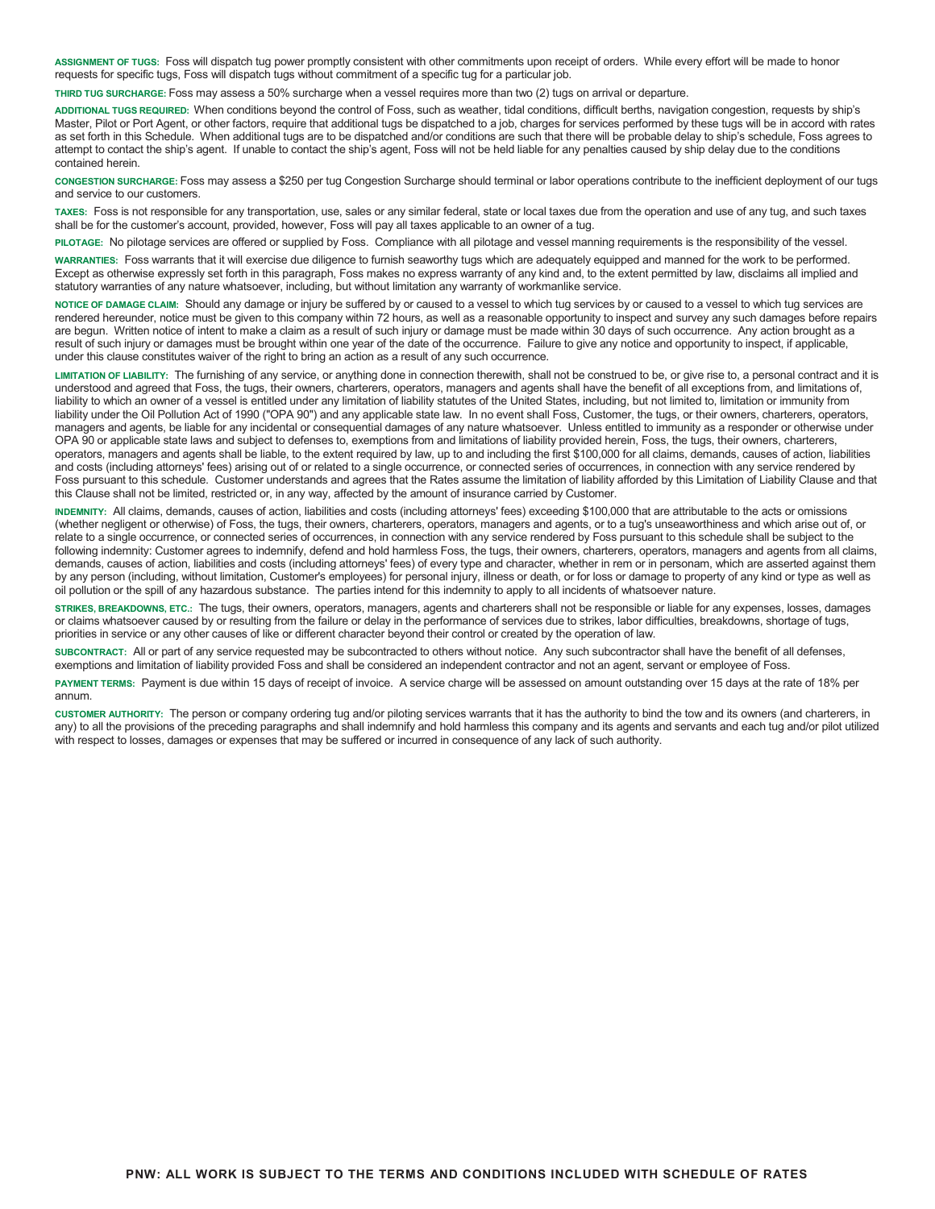**ASSIGNMENT OF TUGS:** Foss will dispatch tug power promptly consistent with other commitments upon receipt of orders. While every effort will be made to honor requests for specific tugs, Foss will dispatch tugs without commitment of a specific tug for a particular job.

**THIRD TUG SURCHARGE:** Foss may assess a 50% surcharge when a vessel requires more than two (2) tugs on arrival or departure.

**ADDITIONAL TUGS REQUIRED:** When conditions beyond the control of Foss, such as weather, tidal conditions, difficult berths, navigation congestion, requests by ship's Master, Pilot or Port Agent, or other factors, require that additional tugs be dispatched to a job, charges for services performed by these tugs will be in accord with rates as set forth in this Schedule. When additional tugs are to be dispatched and/or conditions are such that there will be probable delay to ship's schedule, Foss agrees to attempt to contact the ship's agent. If unable to contact the ship's agent, Foss will not be held liable for any penalties caused by ship delay due to the conditions contained herein.

**CONGESTION SURCHARGE:** Foss may assess a $250 per tug Congestion Surcharge should terminal or labor operations contribute to the inefficient deployment of our tugs and service to our customers.

**TAXES:** Foss is not responsible for any transportation, use, sales or any similar federal, state or local taxes due from the operation and use of any tug, and such taxes shall be for the customer's account, provided, however, Foss will pay all taxes applicable to an owner of a tug.

**PILOTAGE:** No pilotage services are offered or supplied by Foss. Compliance with all pilotage and vessel manning requirements is the responsibility of the vessel.

**WARRANTIES:** Foss warrants that it will exercise due diligence to furnish seaworthy tugs which are adequately equipped and manned for the work to be performed. Except as otherwise expressly set forth in this paragraph, Foss makes no express warranty of any kind and, to the extent permitted by law, disclaims all implied and statutory warranties of any nature whatsoever, including, but without limitation any warranty of workmanlike service.

**NOTICE OF DAMAGE CLAIM:** Should any damage or injury be suffered by or caused to a vessel to which tug services by or caused to a vessel to which tug services are rendered hereunder, notice must be given to this company within 72 hours, as well as a reasonable opportunity to inspect and survey any such damages before repairs are begun. Written notice of intent to make a claim as a result of such injury or damage must be made within 30 days of such occurrence. Any action brought as a result of such injury or damages must be brought within one year of the date of the occurrence. Failure to give any notice and opportunity to inspect, if applicable, under this clause constitutes waiver of the right to bring an action as a result of any such occurrence.

**LIMITATION OF LIABILITY:** The furnishing of any service, or anything done in connection therewith, shall not be construed to be, or give rise to, a personal contract and it is understood and agreed that Foss, the tugs, their owners, charterers, operators, managers and agents shall have the benefit of all exceptions from, and limitations of, liability to which an owner of a vessel is entitled under any limitation of liability statutes of the United States, including, but not limited to, limitation or immunity from liability under the Oil Pollution Act of 1990 ("OPA 90") and any applicable state law. In no event shall Foss, Customer, the tugs, or their owners, charterers, operators, managers and agents, be liable for any incidental or consequential damages of any nature whatsoever. Unless entitled to immunity as a responder or otherwise under OPA 90 or applicable state laws and subject to defenses to, exemptions from and limitations of liability provided herein, Foss, the tugs, their owners, charterers, operators, managers and agents shall be liable, to the extent required by law, up to and including the first $100,000 for all claims, demands, causes of action, liabilities and costs (including attorneys' fees) arising out of or related to a single occurrence, or connected series of occurrences, in connection with any service rendered by Foss pursuant to this schedule. Customer understands and agrees that the Rates assume the limitation of liability afforded by this Limitation of Liability Clause and that this Clause shall not be limited, restricted or, in any way, affected by the amount of insurance carried by Customer.

**INDEMNITY:** All claims, demands, causes of action, liabilities and costs (including attorneys' fees) exceeding $100,000 that are attributable to the acts or omissions (whether negligent or otherwise) of Foss, the tugs, their owners, charterers, operators, managers and agents, or to a tug's unseaworthiness and which arise out of, or relate to a single occurrence, or connected series of occurrences, in connection with any service rendered by Foss pursuant to this schedule shall be subject to the following indemnity: Customer agrees to indemnify, defend and hold harmless Foss, the tugs, their owners, charterers, operators, managers and agents from all claims, demands, causes of action, liabilities and costs (including attorneys' fees) of every type and character, whether in rem or in personam, which are asserted against them by any person (including, without limitation, Customer's employees) for personal injury, illness or death, or for loss or damage to property of any kind or type as well as oil pollution or the spill of any hazardous substance. The parties intend for this indemnity to apply to all incidents of whatsoever nature.

**STRIKES, BREAKDOWNS, ETC.:** The tugs, their owners, operators, managers, agents and charterers shall not be responsible or liable for any expenses, losses, damages or claims whatsoever caused by or resulting from the failure or delay in the performance of services due to strikes, labor difficulties, breakdowns, shortage of tugs, priorities in service or any other causes of like or different character beyond their control or created by the operation of law.

**SUBCONTRACT:** All or part of any service requested may be subcontracted to others without notice. Any such subcontractor shall have the benefit of all defenses, exemptions and limitation of liability provided Foss and shall be considered an independent contractor and not an agent, servant or employee of Foss.

**PAYMENT TERMS:** Payment is due within 15 days of receipt of invoice. A service charge will be assessed on amount outstanding over 15 days at the rate of 18% per annum.

**CUSTOMER AUTHORITY:** The person or company ordering tug and/or piloting services warrants that it has the authority to bind the tow and its owners (and charterers, in any) to all the provisions of the preceding paragraphs and shall indemnify and hold harmless this company and its agents and servants and each tug and/or pilot utilized with respect to losses, damages or expenses that may be suffered or incurred in consequence of any lack of such authority.

**PNW: ALL WORK IS SUBJECT TO THE TERMS AND CONDITIONS INCLUDED WITH SCHEDULE OF RATES**